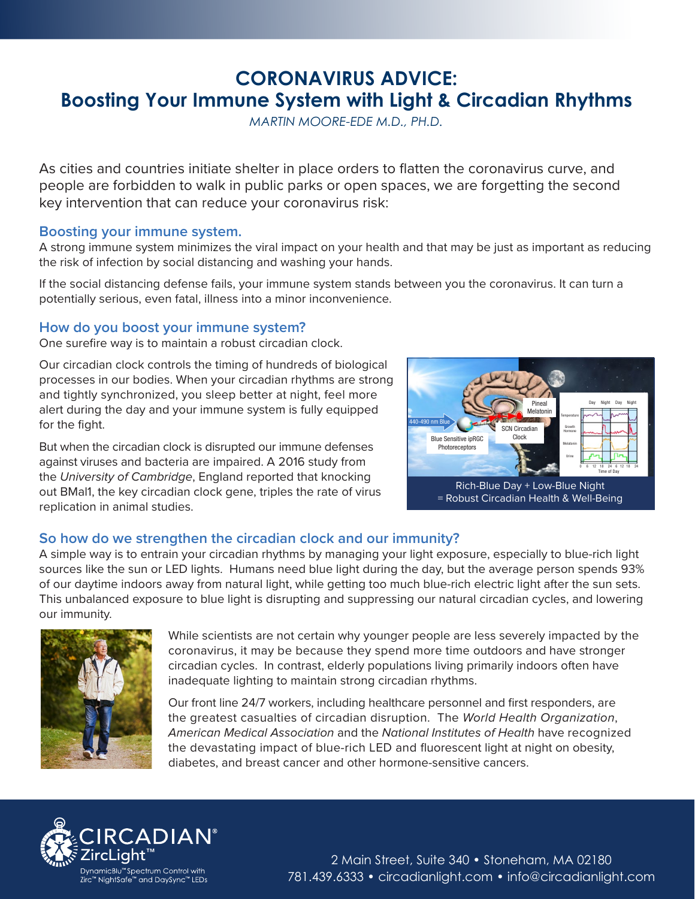# CORONAVIRUS ADVICE:
# Boosting Your Immune System with Light & Circadian Rhythms

*MARTIN MOORE-EDE M.D., PH.D.*

As cities and countries initiate shelter in place orders to flatten the coronavirus curve, and people are forbidden to walk in public parks or open spaces, we are forgetting the second key intervention that can reduce your coronavirus risk:

## Boosting your immune system.

A strong immune system minimizes the viral impact on your health and that may be just as important as reducing the risk of infection by social distancing and washing your hands.

If the social distancing defense fails, your immune system stands between you the coronavirus. It can turn a potentially serious, even fatal, illness into a minor inconvenience.

## How do you boost your immune system?

One surefire way is to maintain a robust circadian clock.

Our circadian clock controls the timing of hundreds of biological processes in our bodies. When your circadian rhythms are strong and tightly synchronized, you sleep better at night, feel more alert during the day and your immune system is fully equipped for the fight.

But when the circadian clock is disrupted our immune defenses against viruses and bacteria are impaired. A 2016 study from the *University of Cambridge*, England reported that knocking out BMal1, the key circadian clock gene, triples the rate of virus replication in animal studies.

Rich-Blue Day + Low-Blue Night = Robust Circadian Health & Well-Being

## So how do we strengthen the circadian clock and our immunity?

A simple way is to entrain your circadian rhythms by managing your light exposure, especially to blue-rich light sources like the sun or LED lights. Humans need blue light during the day, but the average person spends 93% of our daytime indoors away from natural light, while getting too much blue-rich electric light after the sun sets. This unbalanced exposure to blue light is disrupting and suppressing our natural circadian cycles, and lowering our immunity.

While scientists are not certain why younger people are less severely impacted by the coronavirus, it may be because they spend more time outdoors and have stronger circadian cycles. In contrast, elderly populations living primarily indoors often have inadequate lighting to maintain strong circadian rhythms.

Our front line 24/7 workers, including healthcare personnel and first responders, are the greatest casualties of circadian disruption. The *World Health Organization*, *American Medical Association* and the *National Institutes of Health* have recognized the devastating impact of blue-rich LED and fluorescent light at night on obesity, diabetes, and breast cancer and other hormone-sensitive cancers.

CIRCADIAN® ZircLight™
DynamicBlu™ Spectrum Control with Zirc™ NightSafe™ and DaySync™ LEDs

2 Main Street, Suite 340 • Stoneham, MA 02180
781.439.6333 • circadianlight.com • info@circadianlight.com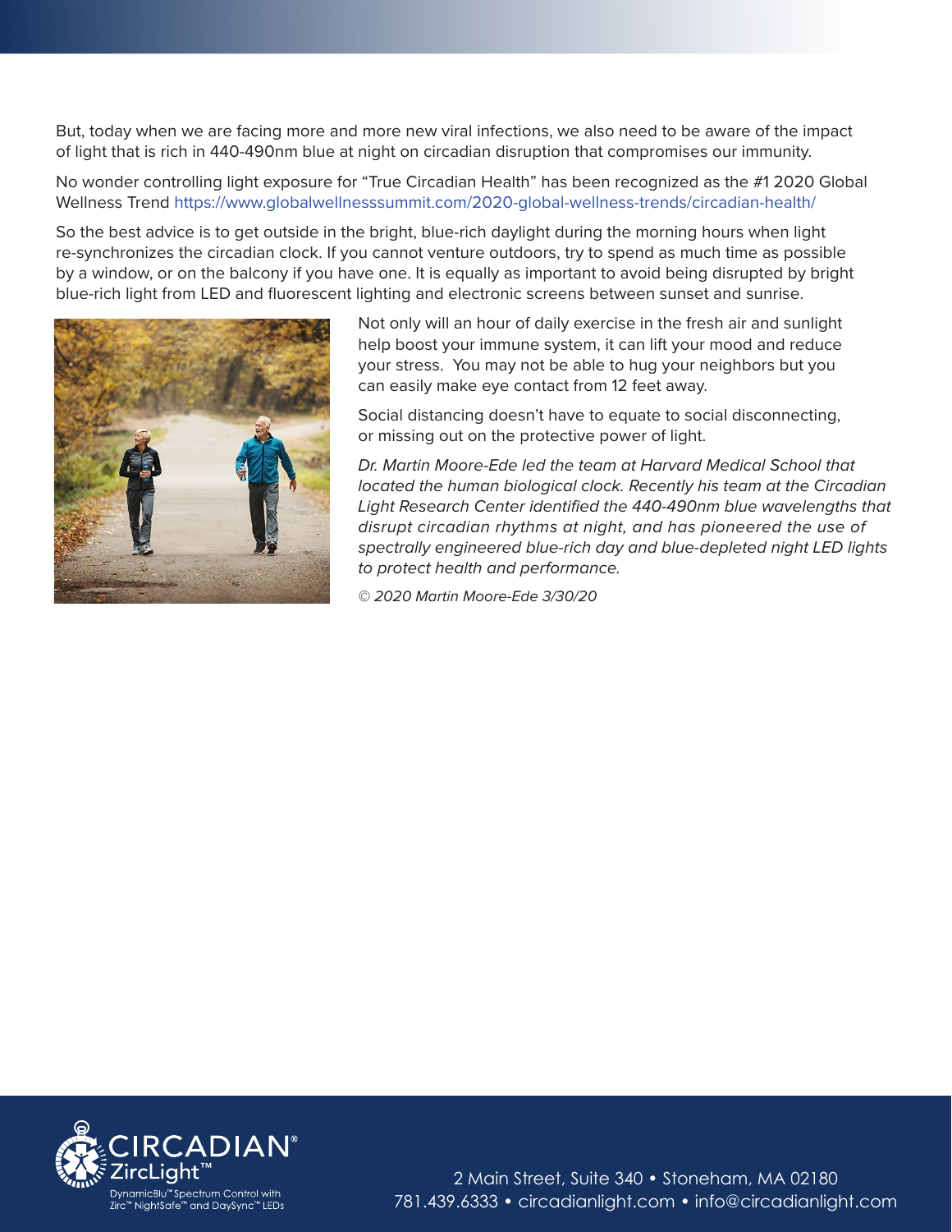But, today when we are facing more and more new viral infections, we also need to be aware of the impact of light that is rich in 440-490nm blue at night on circadian disruption that compromises our immunity.

No wonder controlling light exposure for "True Circadian Health" has been recognized as the #1 2020 Global Wellness Trend https://www.globalwellnesssummit.com/2020-global-wellness-trends/circadian-health/

So the best advice is to get outside in the bright, blue-rich daylight during the morning hours when light re-synchronizes the circadian clock. If you cannot venture outdoors, try to spend as much time as possible by a window, or on the balcony if you have one. It is equally as important to avoid being disrupted by bright blue-rich light from LED and fluorescent lighting and electronic screens between sunset and sunrise.

Not only will an hour of daily exercise in the fresh air and sunlight help boost your immune system, it can lift your mood and reduce your stress. You may not be able to hug your neighbors but you can easily make eye contact from 12 feet away.

Social distancing doesn't have to equate to social disconnecting, or missing out on the protective power of light.

*Dr. Martin Moore-Ede led the team at Harvard Medical School that located the human biological clock. Recently his team at the Circadian Light Research Center identified the 440-490nm blue wavelengths that disrupt circadian rhythms at night, and has pioneered the use of spectrally engineered blue-rich day and blue-depleted night LED lights to protect health and performance.*

*© 2020 Martin Moore-Ede 3/30/20*

CIRCADIAN® ZircLight™
DynamicBlu™ Spectrum Control with Zirc™ NightSafe™ and DaySync™ LEDs

2 Main Street, Suite 340 • Stoneham, MA 02180
781.439.6333 • circadianlight.com • info@circadianlight.com